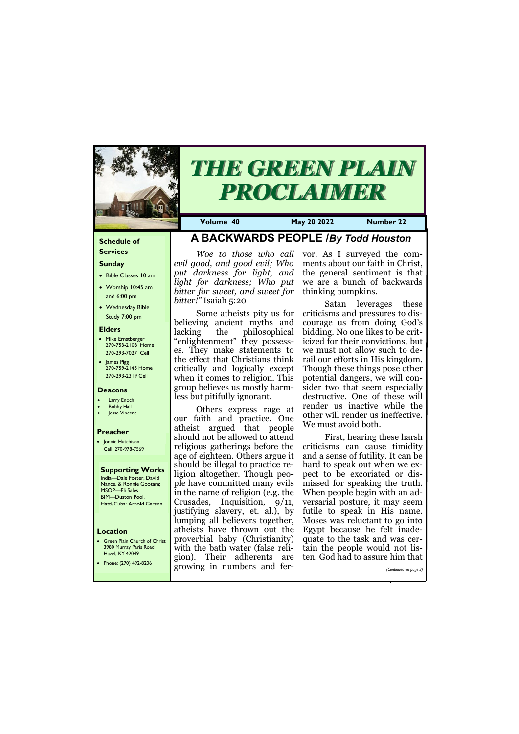# THE GREEN PLAIN PROCLAIMER

**Volume 40** | **May 20 2022** | **Number 22**

### Schedule of Services

**Sunday**

- Bible Classes 10 am
- Worship 10:45 am and 6:00 pm
- Wednesday Bible Study 7:00 pm

**Elders**

- Mike Ernstberger 270-753-2108 Home 270-293-7027 Cell
- James Pigg 270-759-2145 Home 270-293-2319 Cell

**Deacons**

- Larry Enoch
- Bobby Hall
- Jesse Vincent

**Preacher**

- Jonnie Hutchison Cell: 270-978-7569

**Supporting Works**

India—Dale Foster, David Nance. & Ronnie Gootam; MSOP—Eli Sales BIM—Duston Pool. Hatti/Cuba: Arnold Gerson

**Location**

- Green Plain Church of Christ 3980 Murray Paris Road Hazel, KY 42049
- Phone: (270) 492-8206

## A BACKWARDS PEOPLE /*By Todd Houston*

*Woe to those who call evil good, and good evil; Who put darkness for light, and light for darkness; Who put bitter for sweet, and sweet for bitter!"* Isaiah 5:20

Some atheists pity us for believing ancient myths and lacking the philosophical "enlightenment" they possesses. They make statements to the effect that Christians think critically and logically except when it comes to religion. This group believes us mostly harmless but pitifully ignorant.

Others express rage at our faith and practice. One atheist argued that people should not be allowed to attend religious gatherings before the age of eighteen. Others argue it should be illegal to practice religion altogether. Though people have committed many evils in the name of religion (e.g. the Crusades, Inquisition, 9/11, justifying slavery, et. al.), by lumping all believers together, atheists have thrown out the proverbial baby (Christianity) with the bath water (false religion). Their adherents are growing in numbers and fervor. As I surveyed the comments about our faith in Christ, the general sentiment is that we are a bunch of backwards thinking bumpkins.

Satan leverages these criticisms and pressures to discourage us from doing God's bidding. No one likes to be criticized for their convictions, but we must not allow such to derail our efforts in His kingdom. Though these things pose other potential dangers, we will consider two that seem especially destructive. One of these will render us inactive while the other will render us ineffective. We must avoid both.

First, hearing these harsh criticisms can cause timidity and a sense of futility. It can be hard to speak out when we expect to be excoriated or dismissed for speaking the truth. When people begin with an adversarial posture, it may seem futile to speak in His name. Moses was reluctant to go into Egypt because he felt inadequate to the task and was certain the people would not listen. God had to assure him that

*(Continued on page 3)*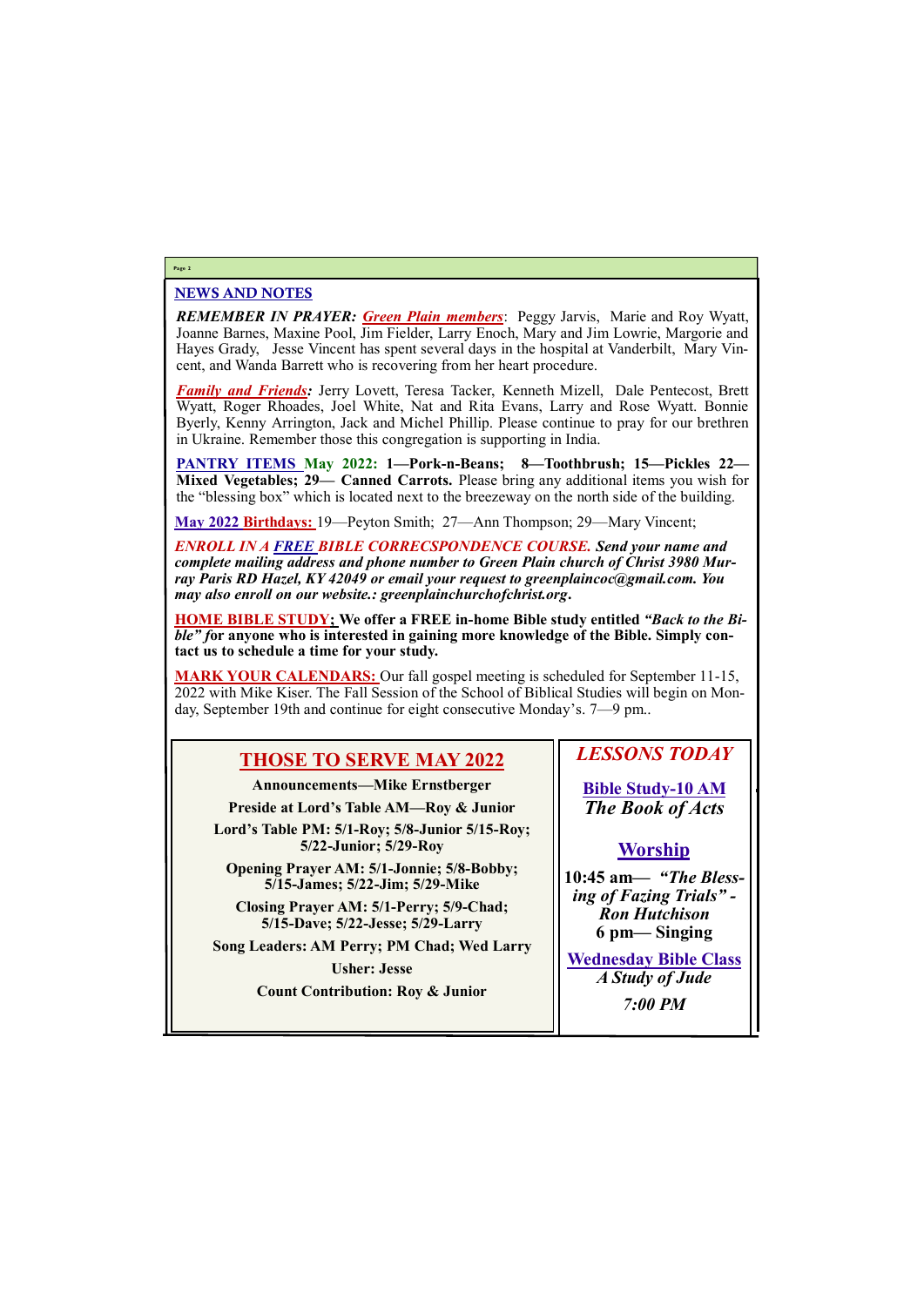## NEWS AND NOTES

***REMEMBER IN PRAYER:*** ***Green Plain members***: Peggy Jarvis, Marie and Roy Wyatt, Joanne Barnes, Maxine Pool, Jim Fielder, Larry Enoch, Mary and Jim Lowrie, Margorie and Hayes Grady, Jesse Vincent has spent several days in the hospital at Vanderbilt, Mary Vincent, and Wanda Barrett who is recovering from her heart procedure.

***Family and Friends:*** Jerry Lovett, Teresa Tacker, Kenneth Mizell, Dale Pentecost, Brett Wyatt, Roger Rhoades, Joel White, Nat and Rita Evans, Larry and Rose Wyatt. Bonnie Byerly, Kenny Arrington, Jack and Michel Phillip. Please continue to pray for our brethren in Ukraine. Remember those this congregation is supporting in India.

**PANTRY ITEMS May 2022: 1—Pork-n-Beans; 8—Toothbrush; 15—Pickles 22—Mixed Vegetables; 29— Canned Carrots.** Please bring any additional items you wish for the "blessing box" which is located next to the breezeway on the north side of the building.

**May 2022 Birthdays:** 19—Peyton Smith; 27—Ann Thompson; 29—Mary Vincent;

***ENROLL IN A FREE BIBLE CORRECSPONDENCE COURSE. Send your name and complete mailing address and phone number to Green Plain church of Christ 3980 Murray Paris RD Hazel, KY 42049 or email your request to greenplaincoc@gmail.com. You may also enroll on our website.: greenplainchurchofchrist.org.***

**HOME BIBLE STUDY; We offer a FREE in-home Bible study entitled *"Back to the Bible" f*or anyone who is interested in gaining more knowledge of the Bible. Simply contact us to schedule a time for your study.**

**MARK YOUR CALENDARS:** Our fall gospel meeting is scheduled for September 11-15, 2022 with Mike Kiser. The Fall Session of the School of Biblical Studies will begin on Monday, September 19th and continue for eight consecutive Monday's. 7—9 pm..

## THOSE TO SERVE MAY 2022

**Announcements—Mike Ernstberger**

**Preside at Lord's Table AM—Roy & Junior**

**Lord's Table PM: 5/1-Roy; 5/8-Junior 5/15-Roy; 5/22-Junior; 5/29-Roy**

**Opening Prayer AM: 5/1-Jonnie; 5/8-Bobby; 5/15-James; 5/22-Jim; 5/29-Mike**

**Closing Prayer AM: 5/1-Perry; 5/9-Chad; 5/15-Dave; 5/22-Jesse; 5/29-Larry**

**Song Leaders: AM Perry; PM Chad; Wed Larry**

**Usher: Jesse**

**Count Contribution: Roy & Junior**

## *LESSONS TODAY*

**Bible Study-10 AM**
***The Book of Acts***

**Worship**

**10:45 am— *"The Blessing of Fazing Trials" - Ron Hutchison***
**6 pm— Singing**

**Wednesday Bible Class**
***A Study of Jude***

***7:00 PM***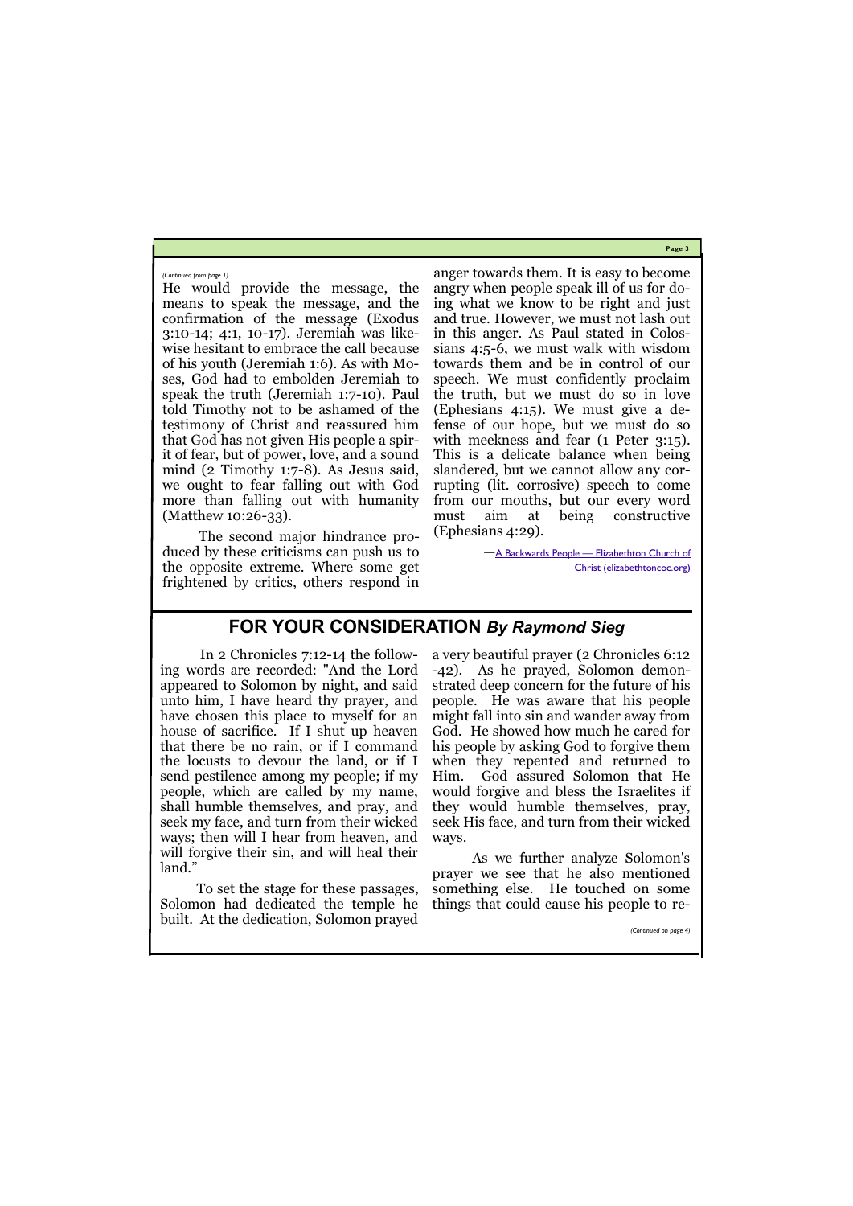*(Continued from page 1)*

He would provide the message, the means to speak the message, and the confirmation of the message (Exodus 3:10-14; 4:1, 10-17). Jeremiah was likewise hesitant to embrace the call because of his youth (Jeremiah 1:6). As with Moses, God had to embolden Jeremiah to speak the truth (Jeremiah 1:7-10). Paul told Timothy not to be ashamed of the testimony of Christ and reassured him that God has not given His people a spirit of fear, but of power, love, and a sound mind (2 Timothy 1:7-8). As Jesus said, we ought to fear falling out with God more than falling out with humanity (Matthew 10:26-33).

The second major hindrance produced by these criticisms can push us to the opposite extreme. Where some get frightened by critics, others respond in anger towards them. It is easy to become angry when people speak ill of us for doing what we know to be right and just and true. However, we must not lash out in this anger. As Paul stated in Colossians 4:5-6, we must walk with wisdom towards them and be in control of our speech. We must confidently proclaim the truth, but we must do so in love (Ephesians 4:15). We must give a defense of our hope, but we must do so with meekness and fear (1 Peter 3:15). This is a delicate balance when being slandered, but we cannot allow any corrupting (lit. corrosive) speech to come from our mouths, but our every word must aim at being constructive (Ephesians 4:29).

—[A Backwards People — Elizabethton Church of Christ (elizabethtoncoc.org)]

## FOR YOUR CONSIDERATION *By Raymond Sieg*

In 2 Chronicles 7:12-14 the following words are recorded: "And the Lord appeared to Solomon by night, and said unto him, I have heard thy prayer, and have chosen this place to myself for an house of sacrifice. If I shut up heaven that there be no rain, or if I command the locusts to devour the land, or if I send pestilence among my people; if my people, which are called by my name, shall humble themselves, and pray, and seek my face, and turn from their wicked ways; then will I hear from heaven, and will forgive their sin, and will heal their land."

To set the stage for these passages, Solomon had dedicated the temple he built. At the dedication, Solomon prayed a very beautiful prayer (2 Chronicles 6:12-42). As he prayed, Solomon demonstrated deep concern for the future of his people. He was aware that his people might fall into sin and wander away from God. He showed how much he cared for his people by asking God to forgive them when they repented and returned to Him. God assured Solomon that He would forgive and bless the Israelites if they would humble themselves, pray, seek His face, and turn from their wicked ways.

As we further analyze Solomon's prayer we see that he also mentioned something else. He touched on some things that could cause his people to re-

*(Continued on page 4)*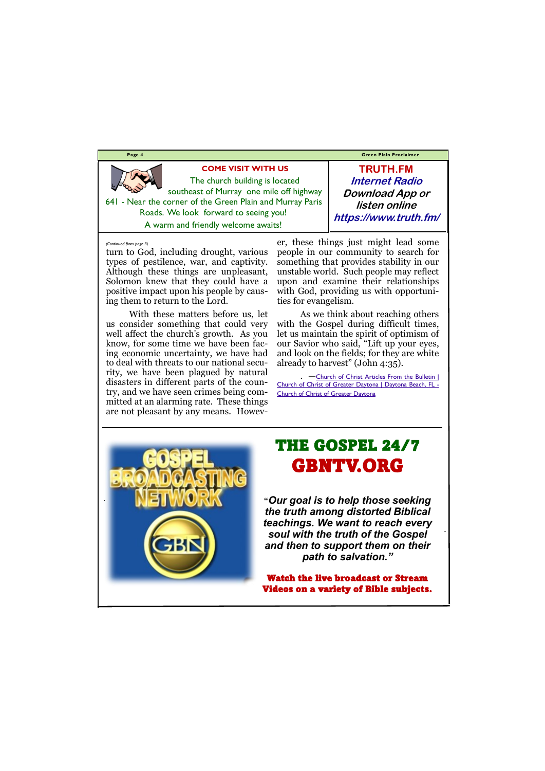## COME VISIT WITH US

The church building is located southeast of Murray one mile off highway 641 - Near the corner of the Green Plain and Murray Paris Roads. We look forward to seeing you!

A warm and friendly welcome awaits!

## TRUTH.FM

***Internet Radio***

***Download App or listen online***

***https://www.truth.fm/***

*(Continued from page 3)*

turn to God, including drought, various types of pestilence, war, and captivity. Although these things are unpleasant, Solomon knew that they could have a positive impact upon his people by causing them to return to the Lord.

With these matters before us, let us consider something that could very well affect the church's growth. As you know, for some time we have been facing economic uncertainty, we have had to deal with threats to our national security, we have been plagued by natural disasters in different parts of the country, and we have seen crimes being committed at an alarming rate. These things are not pleasant by any means. However, these things just might lead some people in our community to search for something that provides stability in our unstable world. Such people may reflect upon and examine their relationships with God, providing us with opportunities for evangelism.

As we think about reaching others with the Gospel during difficult times, let us maintain the spirit of optimism of our Savior who said, "Lift up your eyes, and look on the fields; for they are white already to harvest" (John 4:35).

—Church of Christ Articles From the Bulletin | Church of Christ of Greater Daytona | Daytona Beach, FL - Church of Christ of Greater Daytona

## THE GOSPEL 24/7

## GBNTV.ORG

***"Our goal is to help those seeking the truth among distorted Biblical teachings. We want to reach every soul with the truth of the Gospel and then to support them on their path to salvation."***

**Watch the live broadcast or Stream Videos on a variety of Bible subjects.**